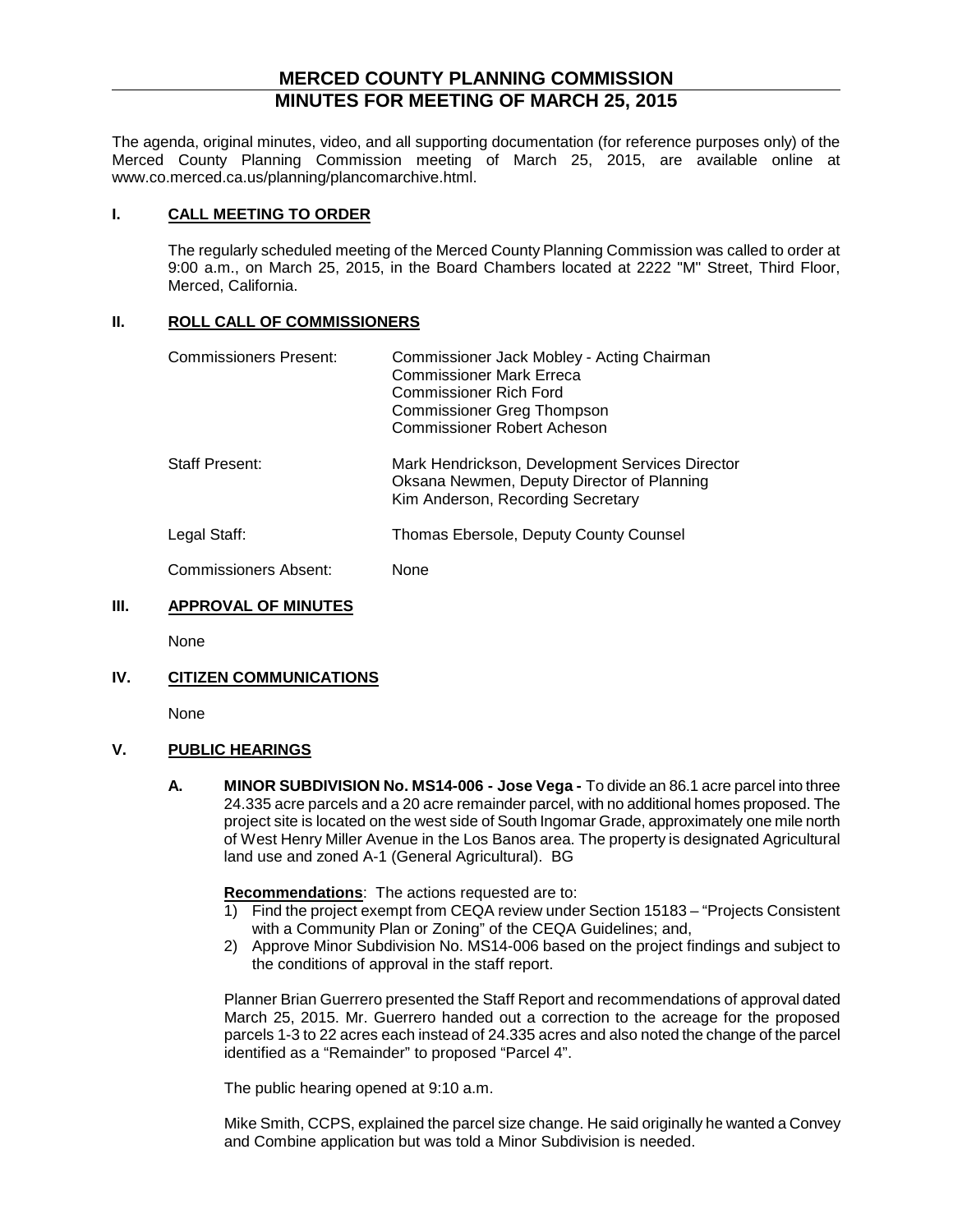# MERCED COUNTY PLANNING COMMISSION
# MINUTES FOR MEETING OF MARCH 25, 2015

The agenda, original minutes, video, and all supporting documentation (for reference purposes only) of the Merced County Planning Commission meeting of March 25, 2015, are available online at www.co.merced.ca.us/planning/plancomarchive.html.

## I. CALL MEETING TO ORDER

The regularly scheduled meeting of the Merced County Planning Commission was called to order at 9:00 a.m., on March 25, 2015, in the Board Chambers located at 2222 "M" Street, Third Floor, Merced, California.

## II. ROLL CALL OF COMMISSIONERS

| | |
|---|---|
| Commissioners Present: | Commissioner Jack Mobley - Acting Chairman<br>Commissioner Mark Erreca<br>Commissioner Rich Ford<br>Commissioner Greg Thompson<br>Commissioner Robert Acheson |
| Staff Present: | Mark Hendrickson, Development Services Director<br>Oksana Newmen, Deputy Director of Planning<br>Kim Anderson, Recording Secretary |
| Legal Staff: | Thomas Ebersole, Deputy County Counsel |
| Commissioners Absent: | None |

## III. APPROVAL OF MINUTES

None

## IV. CITIZEN COMMUNICATIONS

None

## V. PUBLIC HEARINGS

**A. MINOR SUBDIVISION No. MS14-006 - Jose Vega -** To divide an 86.1 acre parcel into three 24.335 acre parcels and a 20 acre remainder parcel, with no additional homes proposed. The project site is located on the west side of South Ingomar Grade, approximately one mile north of West Henry Miller Avenue in the Los Banos area. The property is designated Agricultural land use and zoned A-1 (General Agricultural). BG

**Recommendations**: The actions requested are to:

1) Find the project exempt from CEQA review under Section 15183 – "Projects Consistent with a Community Plan or Zoning" of the CEQA Guidelines; and,
2) Approve Minor Subdivision No. MS14-006 based on the project findings and subject to the conditions of approval in the staff report.

Planner Brian Guerrero presented the Staff Report and recommendations of approval dated March 25, 2015. Mr. Guerrero handed out a correction to the acreage for the proposed parcels 1-3 to 22 acres each instead of 24.335 acres and also noted the change of the parcel identified as a "Remainder" to proposed "Parcel 4".

The public hearing opened at 9:10 a.m.

Mike Smith, CCPS, explained the parcel size change. He said originally he wanted a Convey and Combine application but was told a Minor Subdivision is needed.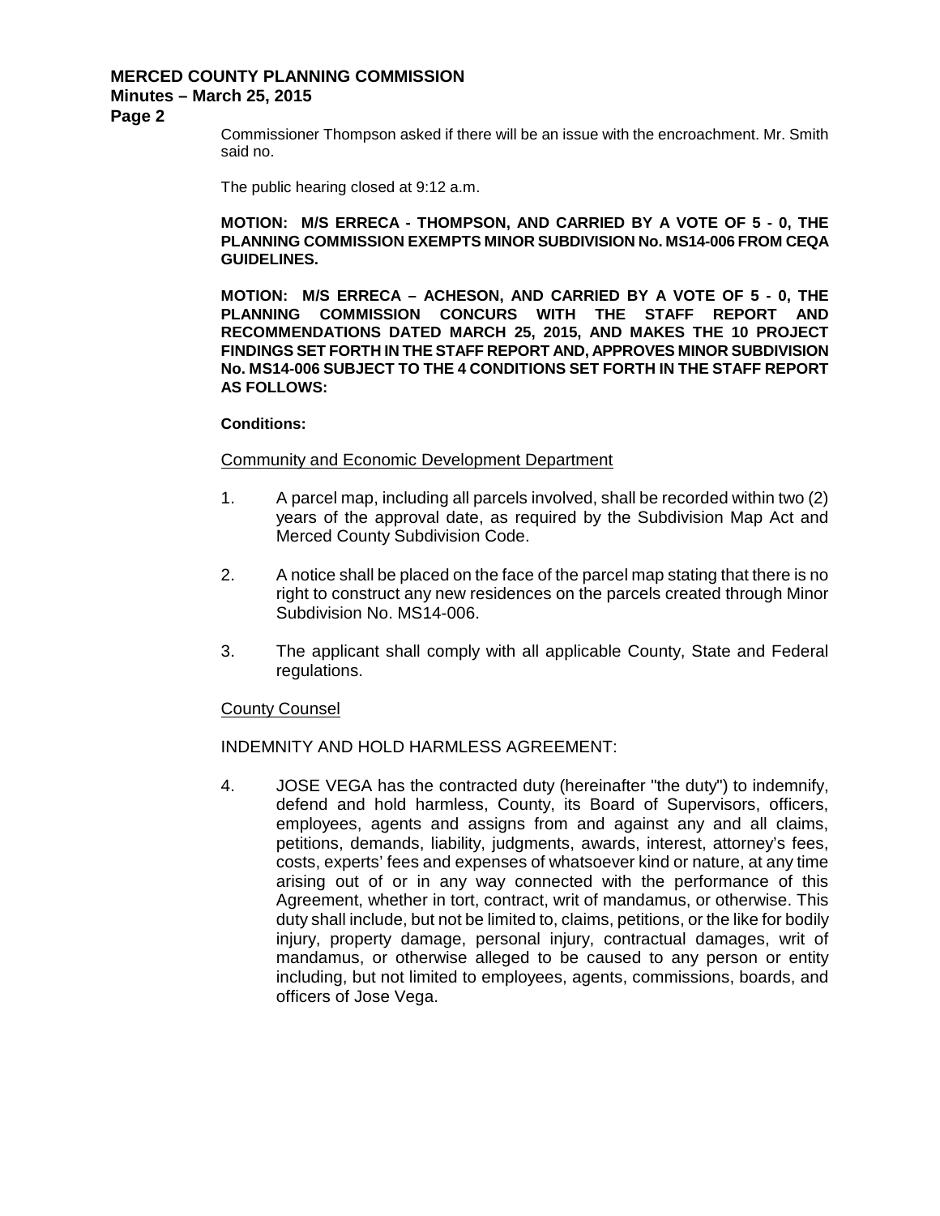Commissioner Thompson asked if there will be an issue with the encroachment. Mr. Smith said no.

The public hearing closed at 9:12 a.m.

**MOTION: M/S ERRECA - THOMPSON, AND CARRIED BY A VOTE OF 5 - 0, THE PLANNING COMMISSION EXEMPTS MINOR SUBDIVISION No. MS14-006 FROM CEQA GUIDELINES.**

**MOTION: M/S ERRECA – ACHESON, AND CARRIED BY A VOTE OF 5 - 0, THE PLANNING COMMISSION CONCURS WITH THE STAFF REPORT AND RECOMMENDATIONS DATED MARCH 25, 2015, AND MAKES THE 10 PROJECT FINDINGS SET FORTH IN THE STAFF REPORT AND, APPROVES MINOR SUBDIVISION No. MS14-006 SUBJECT TO THE 4 CONDITIONS SET FORTH IN THE STAFF REPORT AS FOLLOWS:**

**Conditions:**

<u>Community and Economic Development Department</u>

1. A parcel map, including all parcels involved, shall be recorded within two (2) years of the approval date, as required by the Subdivision Map Act and Merced County Subdivision Code.

2. A notice shall be placed on the face of the parcel map stating that there is no right to construct any new residences on the parcels created through Minor Subdivision No. MS14-006.

3. The applicant shall comply with all applicable County, State and Federal regulations.

<u>County Counsel</u>

INDEMNITY AND HOLD HARMLESS AGREEMENT:

4. JOSE VEGA has the contracted duty (hereinafter "the duty") to indemnify, defend and hold harmless, County, its Board of Supervisors, officers, employees, agents and assigns from and against any and all claims, petitions, demands, liability, judgments, awards, interest, attorney's fees, costs, experts' fees and expenses of whatsoever kind or nature, at any time arising out of or in any way connected with the performance of this Agreement, whether in tort, contract, writ of mandamus, or otherwise. This duty shall include, but not be limited to, claims, petitions, or the like for bodily injury, property damage, personal injury, contractual damages, writ of mandamus, or otherwise alleged to be caused to any person or entity including, but not limited to employees, agents, commissions, boards, and officers of Jose Vega.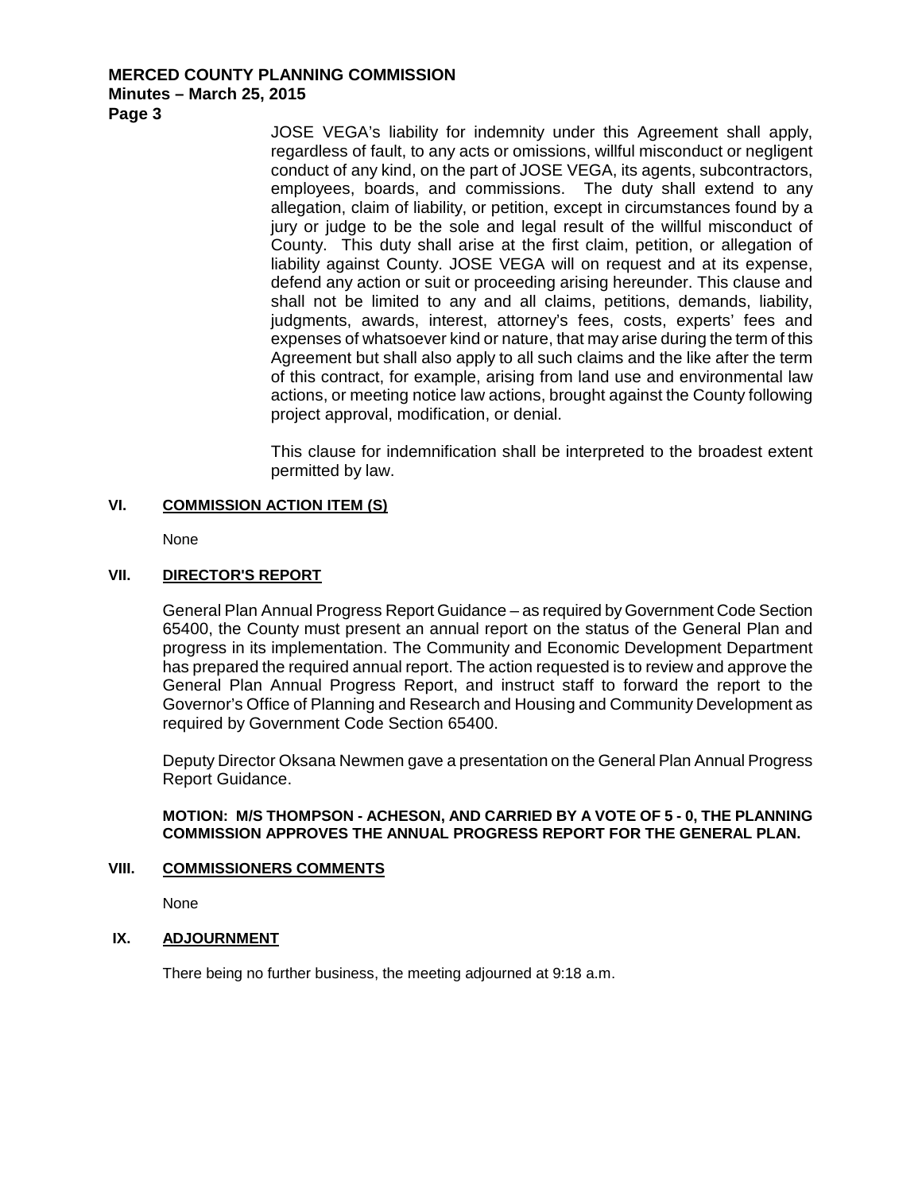JOSE VEGA's liability for indemnity under this Agreement shall apply, regardless of fault, to any acts or omissions, willful misconduct or negligent conduct of any kind, on the part of JOSE VEGA, its agents, subcontractors, employees, boards, and commissions. The duty shall extend to any allegation, claim of liability, or petition, except in circumstances found by a jury or judge to be the sole and legal result of the willful misconduct of County. This duty shall arise at the first claim, petition, or allegation of liability against County. JOSE VEGA will on request and at its expense, defend any action or suit or proceeding arising hereunder. This clause and shall not be limited to any and all claims, petitions, demands, liability, judgments, awards, interest, attorney's fees, costs, experts' fees and expenses of whatsoever kind or nature, that may arise during the term of this Agreement but shall also apply to all such claims and the like after the term of this contract, for example, arising from land use and environmental law actions, or meeting notice law actions, brought against the County following project approval, modification, or denial.

This clause for indemnification shall be interpreted to the broadest extent permitted by law.

## VI. COMMISSION ACTION ITEM (S)

None

## VII. DIRECTOR'S REPORT

General Plan Annual Progress Report Guidance – as required by Government Code Section 65400, the County must present an annual report on the status of the General Plan and progress in its implementation. The Community and Economic Development Department has prepared the required annual report. The action requested is to review and approve the General Plan Annual Progress Report, and instruct staff to forward the report to the Governor's Office of Planning and Research and Housing and Community Development as required by Government Code Section 65400.

Deputy Director Oksana Newmen gave a presentation on the General Plan Annual Progress Report Guidance.

**MOTION: M/S THOMPSON - ACHESON, AND CARRIED BY A VOTE OF 5 - 0, THE PLANNING COMMISSION APPROVES THE ANNUAL PROGRESS REPORT FOR THE GENERAL PLAN.**

## VIII. COMMISSIONERS COMMENTS

None

## IX. ADJOURNMENT

There being no further business, the meeting adjourned at 9:18 a.m.